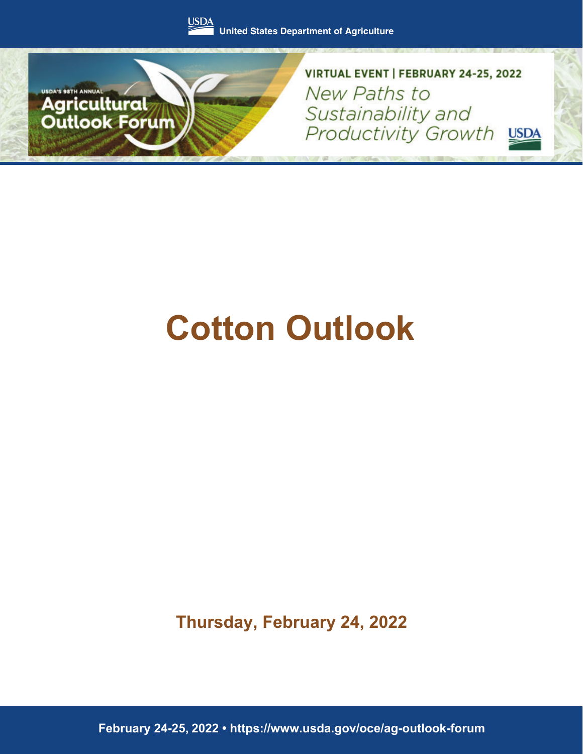United States Department of Agriculture

USDA'S 98TH ANNUAL

Agricultural Outlook Forum

VIRTUAL EVENT | FEBRUARY 24-25, 2022

*New Paths to Sustainability and Productivity Growth*

# Cotton Outlook

**Thursday, February 24, 2022**

**February 24-25, 2022 • https://www.usda.gov/oce/ag-outlook-forum**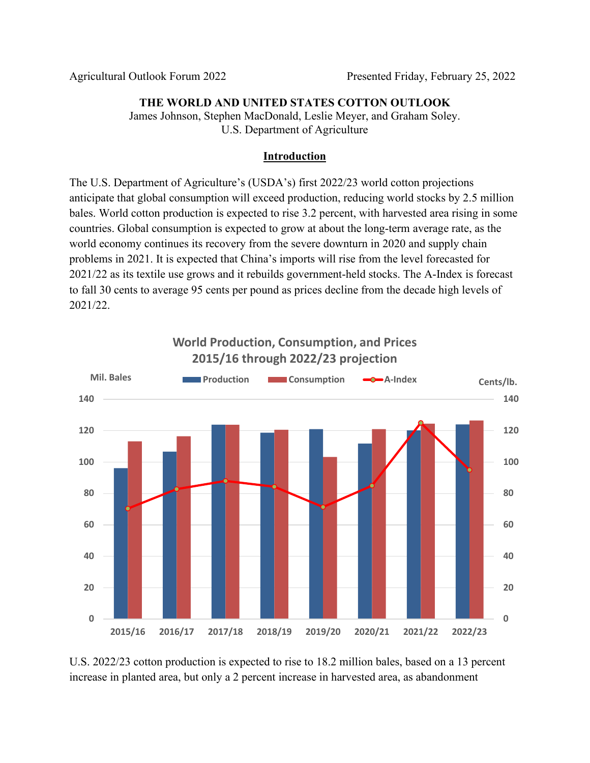**THE WORLD AND UNITED STATES COTTON OUTLOOK**

James Johnson, Stephen MacDonald, Leslie Meyer, and Graham Soley.
U.S. Department of Agriculture

## Introduction

The U.S. Department of Agriculture's (USDA's) first 2022/23 world cotton projections anticipate that global consumption will exceed production, reducing world stocks by 2.5 million bales. World cotton production is expected to rise 3.2 percent, with harvested area rising in some countries. Global consumption is expected to grow at about the long-term average rate, as the world economy continues its recovery from the severe downturn in 2020 and supply chain problems in 2021. It is expected that China's imports will rise from the level forecasted for 2021/22 as its textile use grows and it rebuilds government-held stocks. The A-Index is forecast to fall 30 cents to average 95 cents per pound as prices decline from the decade high levels of 2021/22.

**World Production, Consumption, and Prices**
**2015/16 through 2022/23 projection**

U.S. 2022/23 cotton production is expected to rise to 18.2 million bales, based on a 13 percent increase in planted area, but only a 2 percent increase in harvested area, as abandonment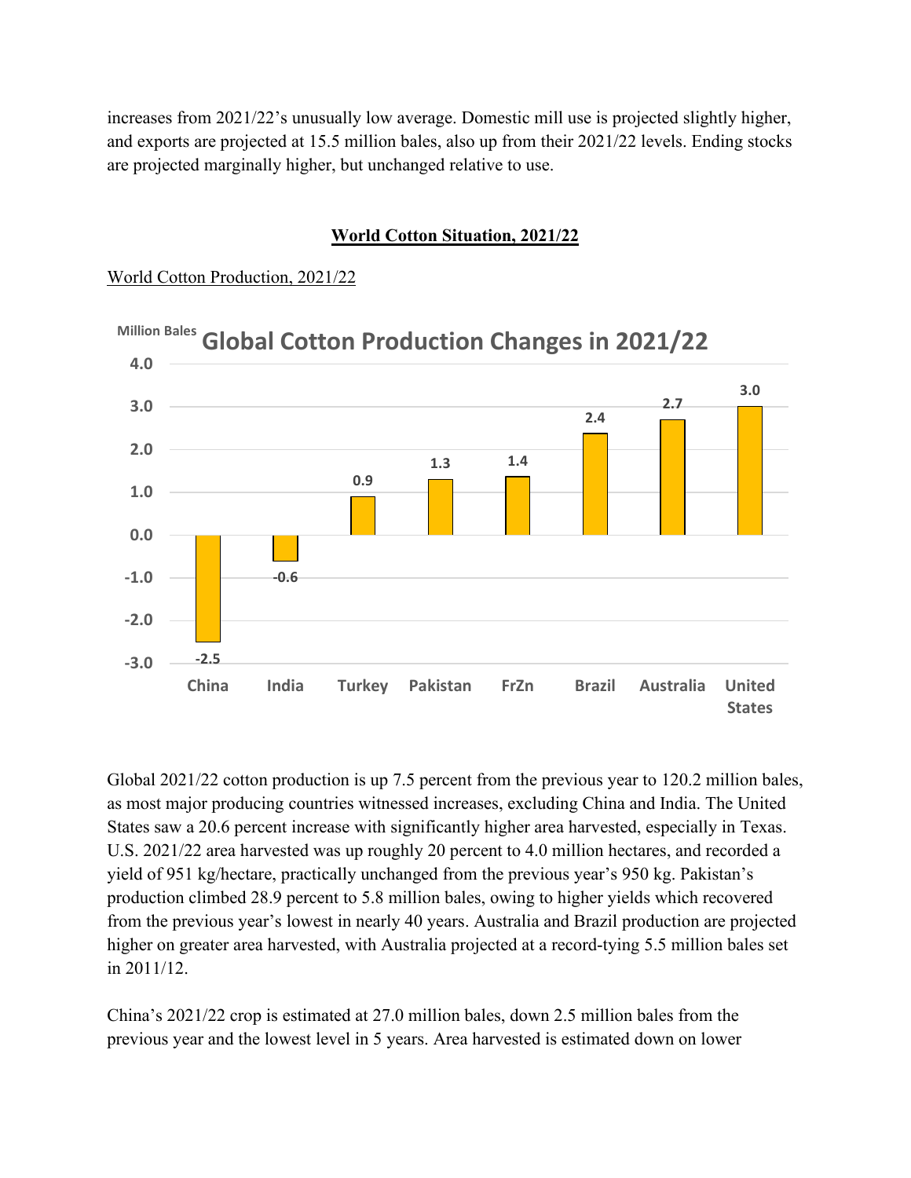increases from 2021/22's unusually low average. Domestic mill use is projected slightly higher, and exports are projected at 15.5 million bales, also up from their 2021/22 levels. Ending stocks are projected marginally higher, but unchanged relative to use.

## World Cotton Situation, 2021/22

### World Cotton Production, 2021/22

Global Cotton Production Changes in 2021/22

| Country | Million Bales |
|---|---|
| China | -2.5 |
| India | -0.6 |
| Turkey | 0.9 |
| Pakistan | 1.3 |
| FrZn | 1.4 |
| Brazil | 2.4 |
| Australia | 2.7 |
| United States | 3.0 |

Global 2021/22 cotton production is up 7.5 percent from the previous year to 120.2 million bales, as most major producing countries witnessed increases, excluding China and India. The United States saw a 20.6 percent increase with significantly higher area harvested, especially in Texas. U.S. 2021/22 area harvested was up roughly 20 percent to 4.0 million hectares, and recorded a yield of 951 kg/hectare, practically unchanged from the previous year's 950 kg. Pakistan's production climbed 28.9 percent to 5.8 million bales, owing to higher yields which recovered from the previous year's lowest in nearly 40 years. Australia and Brazil production are projected higher on greater area harvested, with Australia projected at a record-tying 5.5 million bales set in 2011/12.

China's 2021/22 crop is estimated at 27.0 million bales, down 2.5 million bales from the previous year and the lowest level in 5 years. Area harvested is estimated down on lower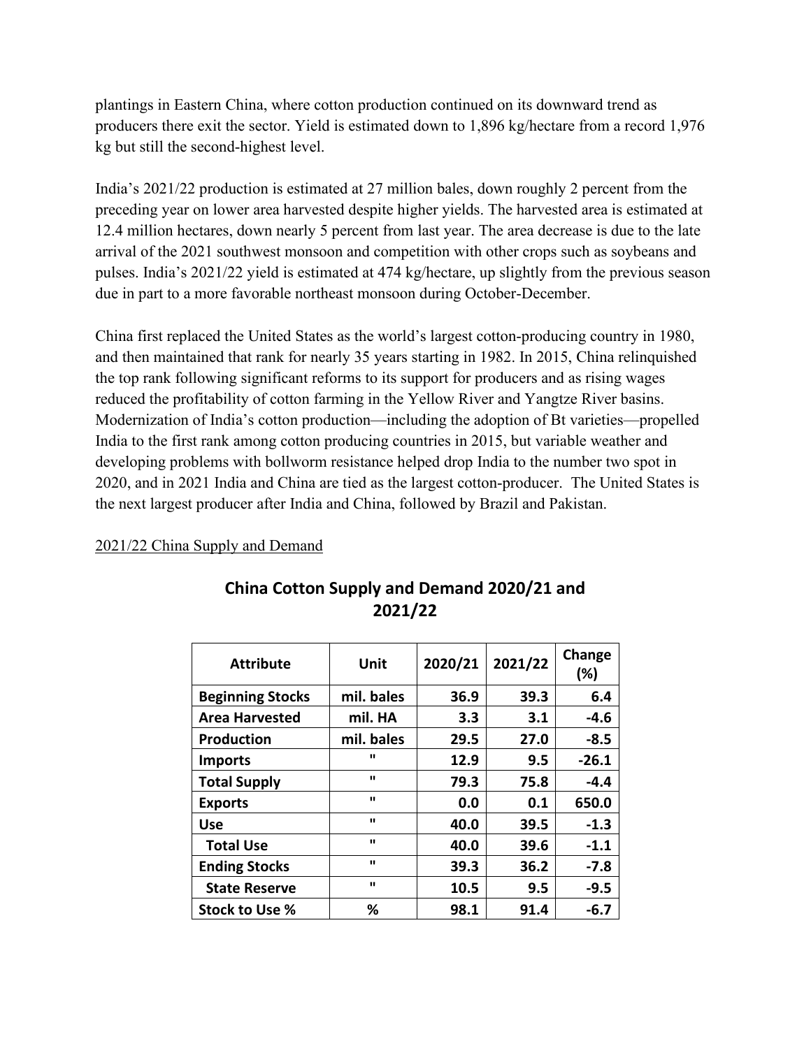plantings in Eastern China, where cotton production continued on its downward trend as producers there exit the sector. Yield is estimated down to 1,896 kg/hectare from a record 1,976 kg but still the second-highest level.

India's 2021/22 production is estimated at 27 million bales, down roughly 2 percent from the preceding year on lower area harvested despite higher yields. The harvested area is estimated at 12.4 million hectares, down nearly 5 percent from last year. The area decrease is due to the late arrival of the 2021 southwest monsoon and competition with other crops such as soybeans and pulses. India's 2021/22 yield is estimated at 474 kg/hectare, up slightly from the previous season due in part to a more favorable northeast monsoon during October-December.

China first replaced the United States as the world's largest cotton-producing country in 1980, and then maintained that rank for nearly 35 years starting in 1982. In 2015, China relinquished the top rank following significant reforms to its support for producers and as rising wages reduced the profitability of cotton farming in the Yellow River and Yangtze River basins. Modernization of India's cotton production—including the adoption of Bt varieties—propelled India to the first rank among cotton producing countries in 2015, but variable weather and developing problems with bollworm resistance helped drop India to the number two spot in 2020, and in 2021 India and China are tied as the largest cotton-producer. The United States is the next largest producer after India and China, followed by Brazil and Pakistan.

2021/22 China Supply and Demand

**China Cotton Supply and Demand 2020/21 and 2021/22**

| Attribute | Unit | 2020/21 | 2021/22 | Change (%) |
|---|---|---|---|---|
| **Beginning Stocks** | mil. bales | 36.9 | 39.3 | 6.4 |
| **Area Harvested** | mil. HA | 3.3 | 3.1 | -4.6 |
| **Production** | mil. bales | 29.5 | 27.0 | -8.5 |
| **Imports** | " | 12.9 | 9.5 | -26.1 |
| **Total Supply** | " | 79.3 | 75.8 | -4.4 |
| **Exports** | " | 0.0 | 0.1 | 650.0 |
| **Use** | " | 40.0 | 39.5 | -1.3 |
| **Total Use** | " | 40.0 | 39.6 | -1.1 |
| **Ending Stocks** | " | 39.3 | 36.2 | -7.8 |
| **State Reserve** | " | 10.5 | 9.5 | -9.5 |
| **Stock to Use %** | % | 98.1 | 91.4 | -6.7 |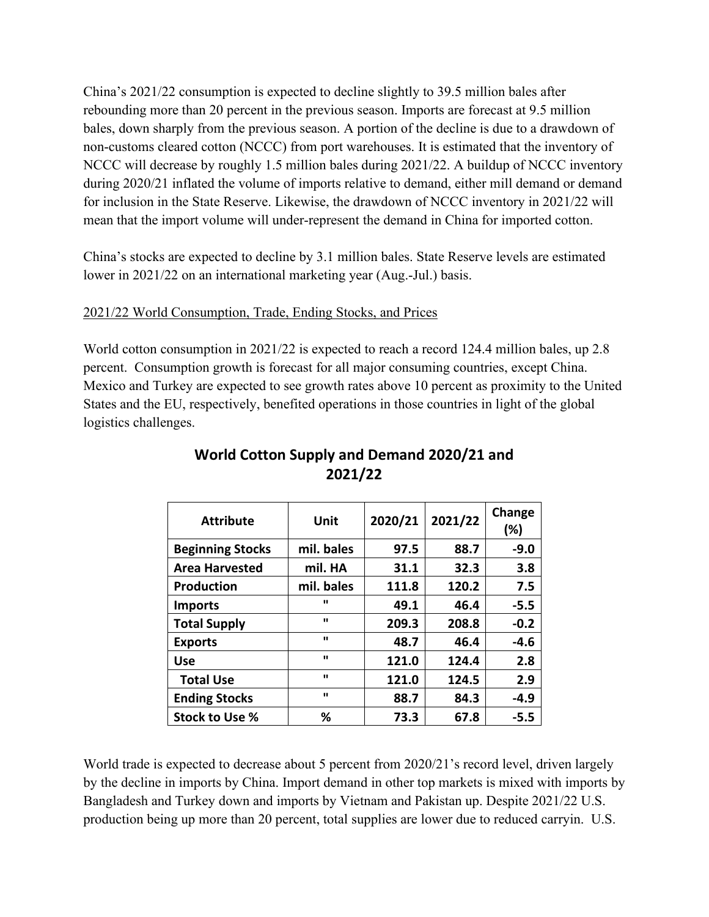China's 2021/22 consumption is expected to decline slightly to 39.5 million bales after rebounding more than 20 percent in the previous season. Imports are forecast at 9.5 million bales, down sharply from the previous season. A portion of the decline is due to a drawdown of non-customs cleared cotton (NCCC) from port warehouses. It is estimated that the inventory of NCCC will decrease by roughly 1.5 million bales during 2021/22. A buildup of NCCC inventory during 2020/21 inflated the volume of imports relative to demand, either mill demand or demand for inclusion in the State Reserve. Likewise, the drawdown of NCCC inventory in 2021/22 will mean that the import volume will under-represent the demand in China for imported cotton.

China's stocks are expected to decline by 3.1 million bales. State Reserve levels are estimated lower in 2021/22 on an international marketing year (Aug.-Jul.) basis.

2021/22 World Consumption, Trade, Ending Stocks, and Prices

World cotton consumption in 2021/22 is expected to reach a record 124.4 million bales, up 2.8 percent. Consumption growth is forecast for all major consuming countries, except China. Mexico and Turkey are expected to see growth rates above 10 percent as proximity to the United States and the EU, respectively, benefited operations in those countries in light of the global logistics challenges.

**World Cotton Supply and Demand 2020/21 and 2021/22**

| Attribute | Unit | 2020/21 | 2021/22 | Change (%) |
|---|---|---|---|---|
| **Beginning Stocks** | mil. bales | 97.5 | 88.7 | -9.0 |
| **Area Harvested** | mil. HA | 31.1 | 32.3 | 3.8 |
| **Production** | mil. bales | 111.8 | 120.2 | 7.5 |
| **Imports** | " | 49.1 | 46.4 | -5.5 |
| **Total Supply** | " | 209.3 | 208.8 | -0.2 |
| **Exports** | " | 48.7 | 46.4 | -4.6 |
| **Use** | " | 121.0 | 124.4 | 2.8 |
| **Total Use** | " | 121.0 | 124.5 | 2.9 |
| **Ending Stocks** | " | 88.7 | 84.3 | -4.9 |
| **Stock to Use %** | % | 73.3 | 67.8 | -5.5 |

World trade is expected to decrease about 5 percent from 2020/21's record level, driven largely by the decline in imports by China. Import demand in other top markets is mixed with imports by Bangladesh and Turkey down and imports by Vietnam and Pakistan up. Despite 2021/22 U.S. production being up more than 20 percent, total supplies are lower due to reduced carryin. U.S.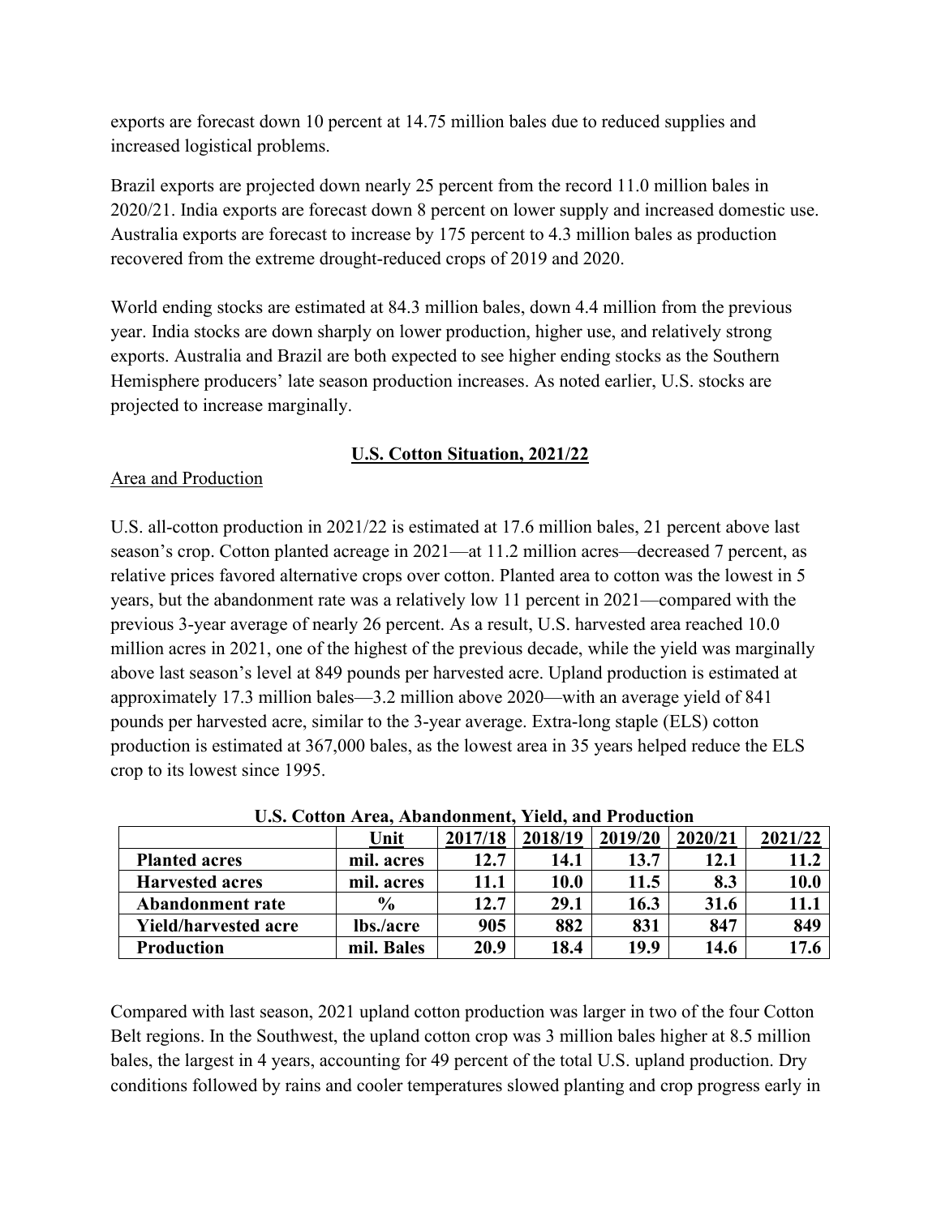exports are forecast down 10 percent at 14.75 million bales due to reduced supplies and increased logistical problems.

Brazil exports are projected down nearly 25 percent from the record 11.0 million bales in 2020/21. India exports are forecast down 8 percent on lower supply and increased domestic use. Australia exports are forecast to increase by 175 percent to 4.3 million bales as production recovered from the extreme drought-reduced crops of 2019 and 2020.

World ending stocks are estimated at 84.3 million bales, down 4.4 million from the previous year. India stocks are down sharply on lower production, higher use, and relatively strong exports. Australia and Brazil are both expected to see higher ending stocks as the Southern Hemisphere producers' late season production increases. As noted earlier, U.S. stocks are projected to increase marginally.

## U.S. Cotton Situation, 2021/22

### Area and Production

U.S. all-cotton production in 2021/22 is estimated at 17.6 million bales, 21 percent above last season's crop. Cotton planted acreage in 2021—at 11.2 million acres—decreased 7 percent, as relative prices favored alternative crops over cotton. Planted area to cotton was the lowest in 5 years, but the abandonment rate was a relatively low 11 percent in 2021—compared with the previous 3-year average of nearly 26 percent. As a result, U.S. harvested area reached 10.0 million acres in 2021, one of the highest of the previous decade, while the yield was marginally above last season's level at 849 pounds per harvested acre. Upland production is estimated at approximately 17.3 million bales—3.2 million above 2020—with an average yield of 841 pounds per harvested acre, similar to the 3-year average. Extra-long staple (ELS) cotton production is estimated at 367,000 bales, as the lowest area in 35 years helped reduce the ELS crop to its lowest since 1995.

**U.S. Cotton Area, Abandonment, Yield, and Production**

| | Unit | 2017/18 | 2018/19 | 2019/20 | 2020/21 | 2021/22 |
|---|---|---|---|---|---|---|
| **Planted acres** | mil. acres | 12.7 | 14.1 | 13.7 | 12.1 | 11.2 |
| **Harvested acres** | mil. acres | 11.1 | 10.0 | 11.5 | 8.3 | 10.0 |
| **Abandonment rate** | % | 12.7 | 29.1 | 16.3 | 31.6 | 11.1 |
| **Yield/harvested acre** | lbs./acre | 905 | 882 | 831 | 847 | 849 |
| **Production** | mil. Bales | 20.9 | 18.4 | 19.9 | 14.6 | 17.6 |

Compared with last season, 2021 upland cotton production was larger in two of the four Cotton Belt regions. In the Southwest, the upland cotton crop was 3 million bales higher at 8.5 million bales, the largest in 4 years, accounting for 49 percent of the total U.S. upland production. Dry conditions followed by rains and cooler temperatures slowed planting and crop progress early in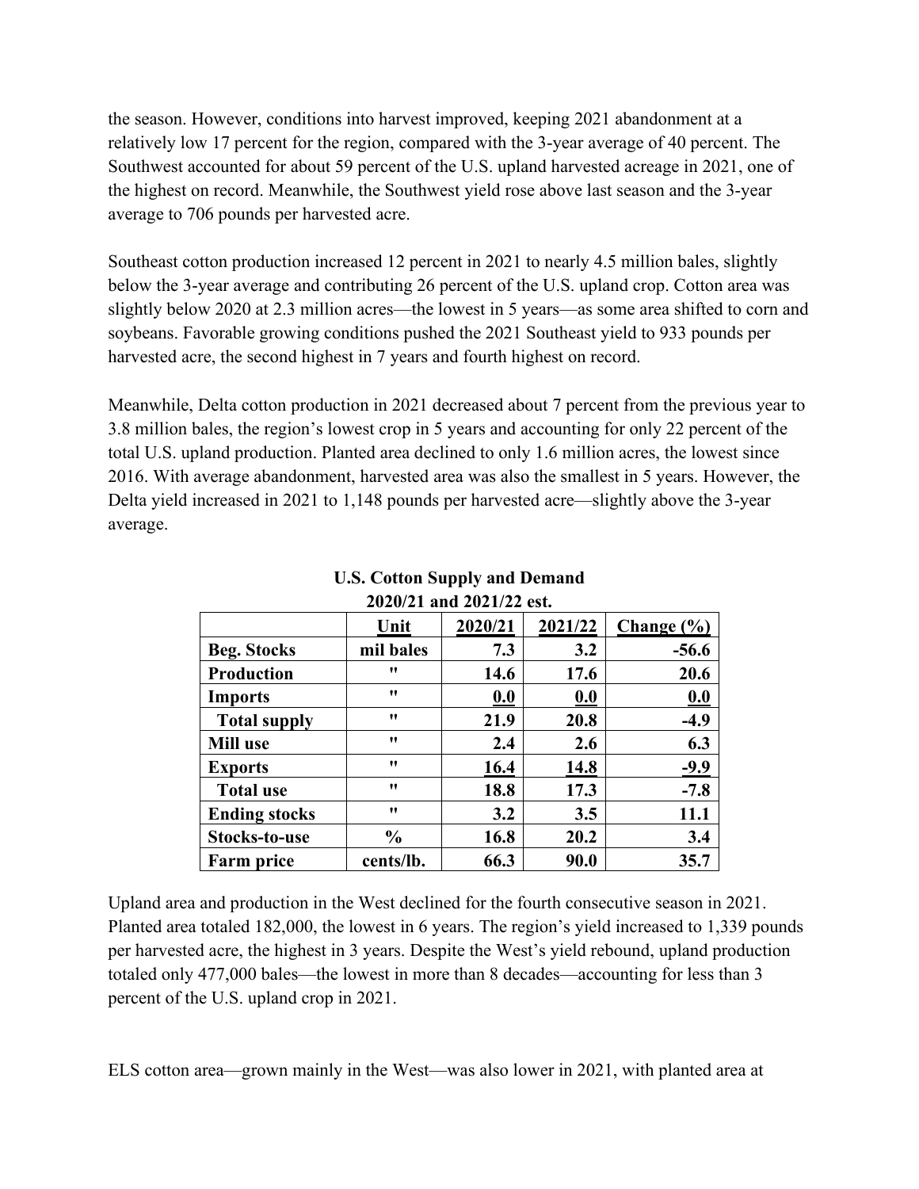the season. However, conditions into harvest improved, keeping 2021 abandonment at a relatively low 17 percent for the region, compared with the 3-year average of 40 percent. The Southwest accounted for about 59 percent of the U.S. upland harvested acreage in 2021, one of the highest on record. Meanwhile, the Southwest yield rose above last season and the 3-year average to 706 pounds per harvested acre.

Southeast cotton production increased 12 percent in 2021 to nearly 4.5 million bales, slightly below the 3-year average and contributing 26 percent of the U.S. upland crop. Cotton area was slightly below 2020 at 2.3 million acres—the lowest in 5 years—as some area shifted to corn and soybeans. Favorable growing conditions pushed the 2021 Southeast yield to 933 pounds per harvested acre, the second highest in 7 years and fourth highest on record.

Meanwhile, Delta cotton production in 2021 decreased about 7 percent from the previous year to 3.8 million bales, the region's lowest crop in 5 years and accounting for only 22 percent of the total U.S. upland production. Planted area declined to only 1.6 million acres, the lowest since 2016. With average abandonment, harvested area was also the smallest in 5 years. However, the Delta yield increased in 2021 to 1,148 pounds per harvested acre—slightly above the 3-year average.

**U.S. Cotton Supply and Demand**
**2020/21 and 2021/22 est.**

| | Unit | 2020/21 | 2021/22 | Change (%) |
|---|---|---|---|---|
| **Beg. Stocks** | mil bales | 7.3 | 3.2 | -56.6 |
| **Production** | " | 14.6 | 17.6 | 20.6 |
| **Imports** | " | 0.0 | 0.0 | 0.0 |
| **Total supply** | " | 21.9 | 20.8 | -4.9 |
| **Mill use** | " | 2.4 | 2.6 | 6.3 |
| **Exports** | " | 16.4 | 14.8 | -9.9 |
| **Total use** | " | 18.8 | 17.3 | -7.8 |
| **Ending stocks** | " | 3.2 | 3.5 | 11.1 |
| **Stocks-to-use** | % | 16.8 | 20.2 | 3.4 |
| **Farm price** | cents/lb. | 66.3 | 90.0 | 35.7 |

Upland area and production in the West declined for the fourth consecutive season in 2021. Planted area totaled 182,000, the lowest in 6 years. The region's yield increased to 1,339 pounds per harvested acre, the highest in 3 years. Despite the West's yield rebound, upland production totaled only 477,000 bales—the lowest in more than 8 decades—accounting for less than 3 percent of the U.S. upland crop in 2021.

ELS cotton area—grown mainly in the West—was also lower in 2021, with planted area at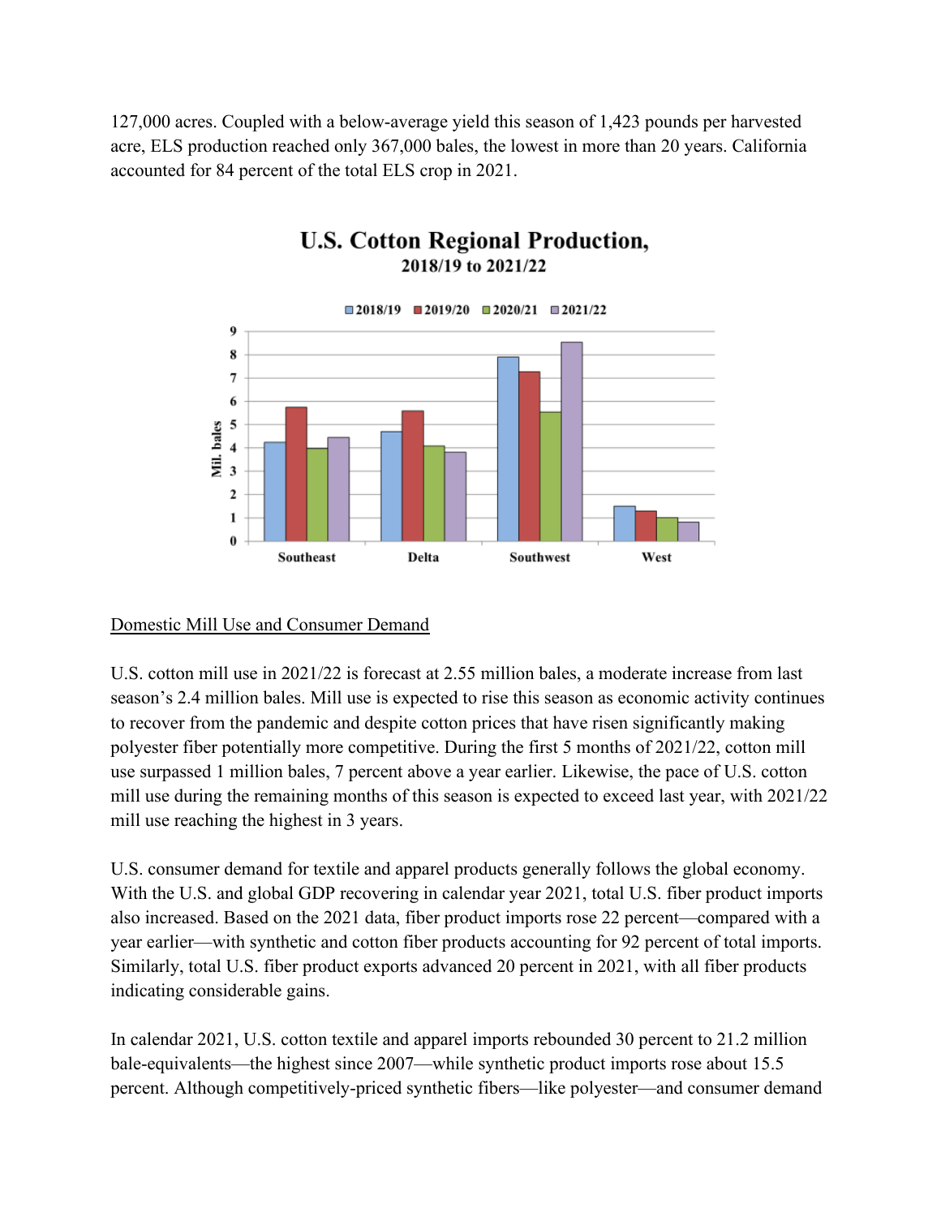127,000 acres. Coupled with a below-average yield this season of 1,423 pounds per harvested acre, ELS production reached only 367,000 bales, the lowest in more than 20 years. California accounted for 84 percent of the total ELS crop in 2021.

**U.S. Cotton Regional Production,**
**2018/19 to 2021/22**

Domestic Mill Use and Consumer Demand

U.S. cotton mill use in 2021/22 is forecast at 2.55 million bales, a moderate increase from last season's 2.4 million bales. Mill use is expected to rise this season as economic activity continues to recover from the pandemic and despite cotton prices that have risen significantly making polyester fiber potentially more competitive. During the first 5 months of 2021/22, cotton mill use surpassed 1 million bales, 7 percent above a year earlier. Likewise, the pace of U.S. cotton mill use during the remaining months of this season is expected to exceed last year, with 2021/22 mill use reaching the highest in 3 years.

U.S. consumer demand for textile and apparel products generally follows the global economy. With the U.S. and global GDP recovering in calendar year 2021, total U.S. fiber product imports also increased. Based on the 2021 data, fiber product imports rose 22 percent—compared with a year earlier—with synthetic and cotton fiber products accounting for 92 percent of total imports. Similarly, total U.S. fiber product exports advanced 20 percent in 2021, with all fiber products indicating considerable gains.

In calendar 2021, U.S. cotton textile and apparel imports rebounded 30 percent to 21.2 million bale-equivalents—the highest since 2007—while synthetic product imports rose about 15.5 percent. Although competitively-priced synthetic fibers—like polyester—and consumer demand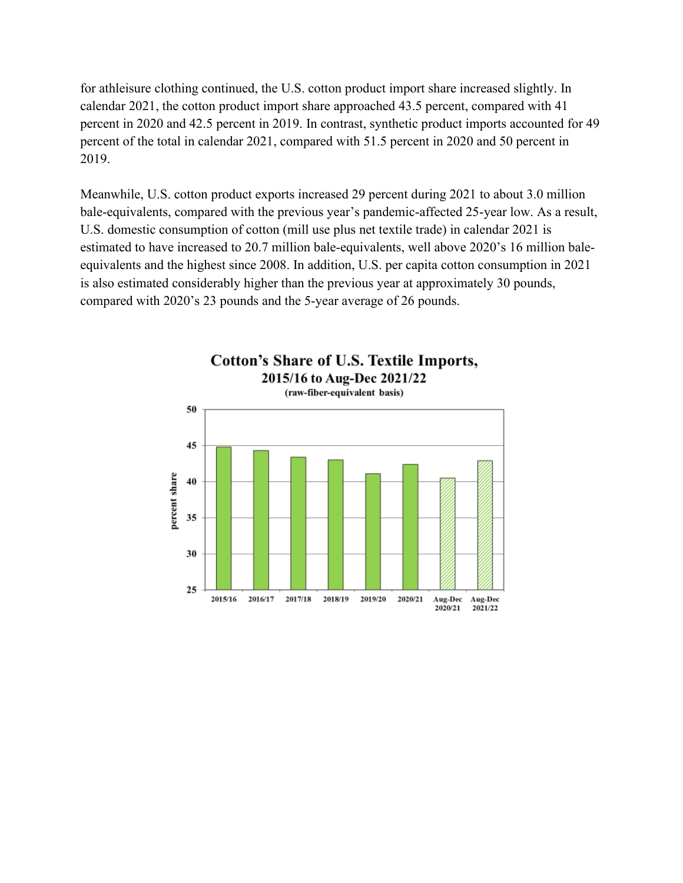for athleisure clothing continued, the U.S. cotton product import share increased slightly. In calendar 2021, the cotton product import share approached 43.5 percent, compared with 41 percent in 2020 and 42.5 percent in 2019. In contrast, synthetic product imports accounted for 49 percent of the total in calendar 2021, compared with 51.5 percent in 2020 and 50 percent in 2019.

Meanwhile, U.S. cotton product exports increased 29 percent during 2021 to about 3.0 million bale-equivalents, compared with the previous year's pandemic-affected 25-year low. As a result, U.S. domestic consumption of cotton (mill use plus net textile trade) in calendar 2021 is estimated to have increased to 20.7 million bale-equivalents, well above 2020's 16 million bale-equivalents and the highest since 2008. In addition, U.S. per capita cotton consumption in 2021 is also estimated considerably higher than the previous year at approximately 30 pounds, compared with 2020's 23 pounds and the 5-year average of 26 pounds.

**Cotton's Share of U.S. Textile Imports, 2015/16 to Aug-Dec 2021/22**
(raw-fiber-equivalent basis)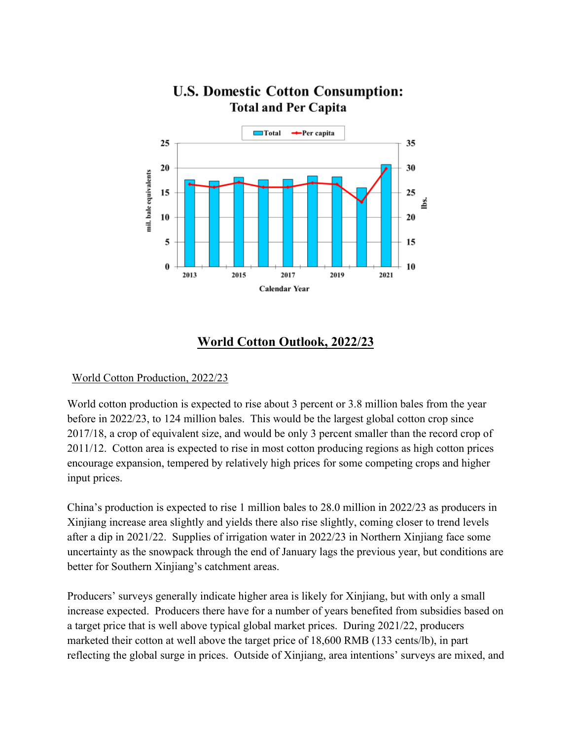**U.S. Domestic Cotton Consumption:**
**Total and Per Capita**

# World Cotton Outlook, 2022/23

## World Cotton Production, 2022/23

World cotton production is expected to rise about 3 percent or 3.8 million bales from the year before in 2022/23, to 124 million bales. This would be the largest global cotton crop since 2017/18, a crop of equivalent size, and would be only 3 percent smaller than the record crop of 2011/12. Cotton area is expected to rise in most cotton producing regions as high cotton prices encourage expansion, tempered by relatively high prices for some competing crops and higher input prices.

China's production is expected to rise 1 million bales to 28.0 million in 2022/23 as producers in Xinjiang increase area slightly and yields there also rise slightly, coming closer to trend levels after a dip in 2021/22. Supplies of irrigation water in 2022/23 in Northern Xinjiang face some uncertainty as the snowpack through the end of January lags the previous year, but conditions are better for Southern Xinjiang's catchment areas.

Producers' surveys generally indicate higher area is likely for Xinjiang, but with only a small increase expected. Producers there have for a number of years benefited from subsidies based on a target price that is well above typical global market prices. During 2021/22, producers marketed their cotton at well above the target price of 18,600 RMB (133 cents/lb), in part reflecting the global surge in prices. Outside of Xinjiang, area intentions' surveys are mixed, and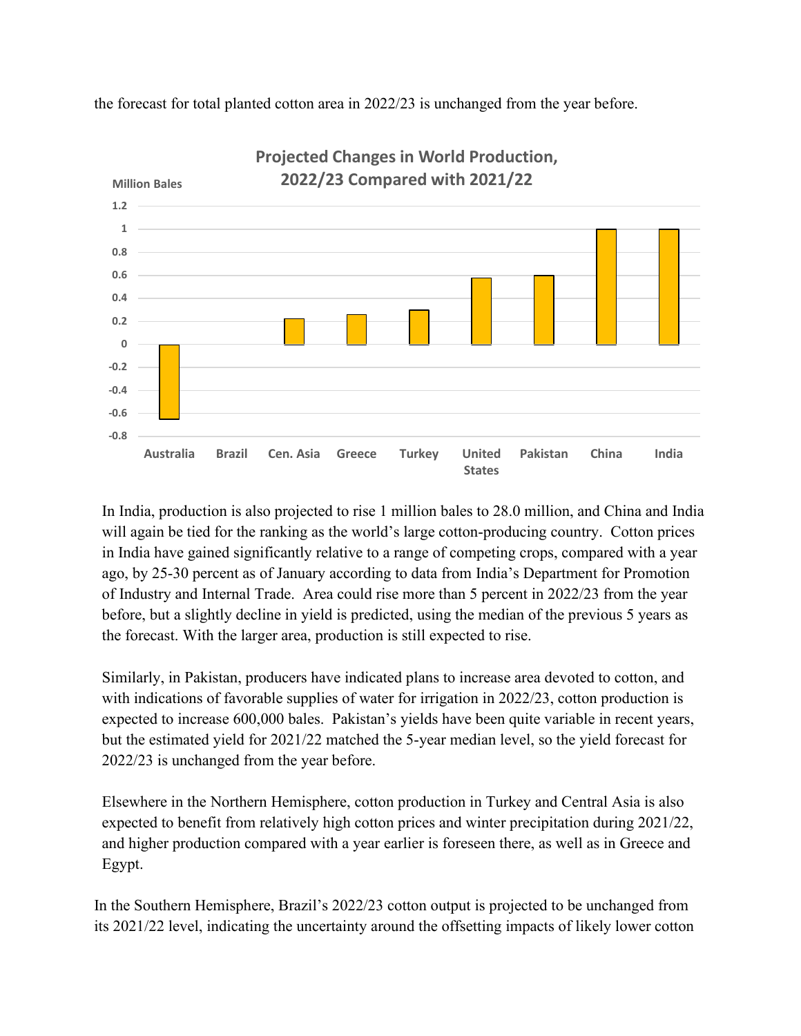the forecast for total planted cotton area in 2022/23 is unchanged from the year before.

**Projected Changes in World Production, 2022/23 Compared with 2021/22**

In India, production is also projected to rise 1 million bales to 28.0 million, and China and India will again be tied for the ranking as the world's large cotton-producing country. Cotton prices in India have gained significantly relative to a range of competing crops, compared with a year ago, by 25-30 percent as of January according to data from India's Department for Promotion of Industry and Internal Trade. Area could rise more than 5 percent in 2022/23 from the year before, but a slightly decline in yield is predicted, using the median of the previous 5 years as the forecast. With the larger area, production is still expected to rise.

Similarly, in Pakistan, producers have indicated plans to increase area devoted to cotton, and with indications of favorable supplies of water for irrigation in 2022/23, cotton production is expected to increase 600,000 bales. Pakistan's yields have been quite variable in recent years, but the estimated yield for 2021/22 matched the 5-year median level, so the yield forecast for 2022/23 is unchanged from the year before.

Elsewhere in the Northern Hemisphere, cotton production in Turkey and Central Asia is also expected to benefit from relatively high cotton prices and winter precipitation during 2021/22, and higher production compared with a year earlier is foreseen there, as well as in Greece and Egypt.

In the Southern Hemisphere, Brazil's 2022/23 cotton output is projected to be unchanged from its 2021/22 level, indicating the uncertainty around the offsetting impacts of likely lower cotton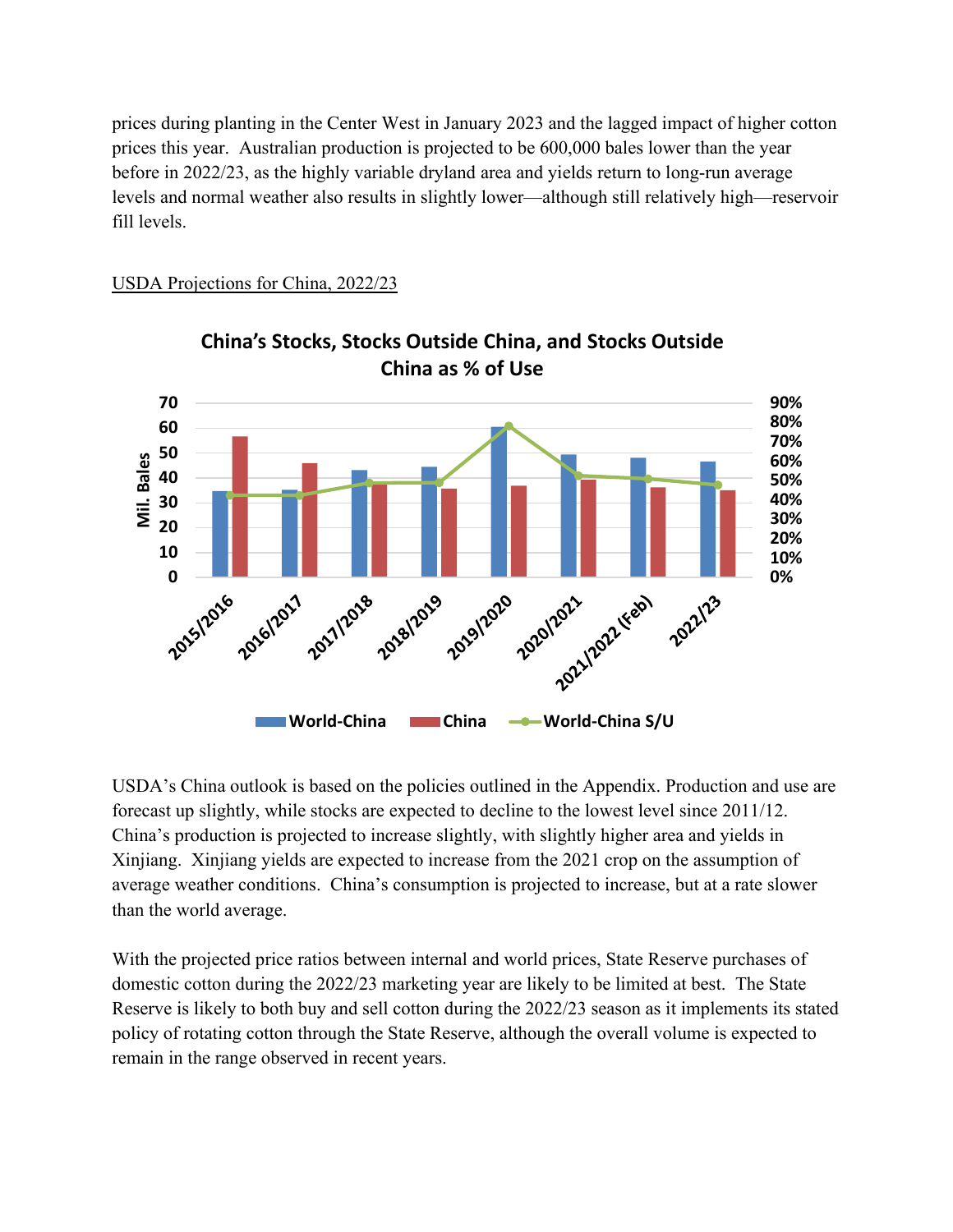prices during planting in the Center West in January 2023 and the lagged impact of higher cotton prices this year. Australian production is projected to be 600,000 bales lower than the year before in 2022/23, as the highly variable dryland area and yields return to long-run average levels and normal weather also results in slightly lower—although still relatively high—reservoir fill levels.

<u>USDA Projections for China, 2022/23</u>

**China's Stocks, Stocks Outside China, and Stocks Outside China as % of Use**

USDA's China outlook is based on the policies outlined in the Appendix. Production and use are forecast up slightly, while stocks are expected to decline to the lowest level since 2011/12. China's production is projected to increase slightly, with slightly higher area and yields in Xinjiang. Xinjiang yields are expected to increase from the 2021 crop on the assumption of average weather conditions. China's consumption is projected to increase, but at a rate slower than the world average.

With the projected price ratios between internal and world prices, State Reserve purchases of domestic cotton during the 2022/23 marketing year are likely to be limited at best. The State Reserve is likely to both buy and sell cotton during the 2022/23 season as it implements its stated policy of rotating cotton through the State Reserve, although the overall volume is expected to remain in the range observed in recent years.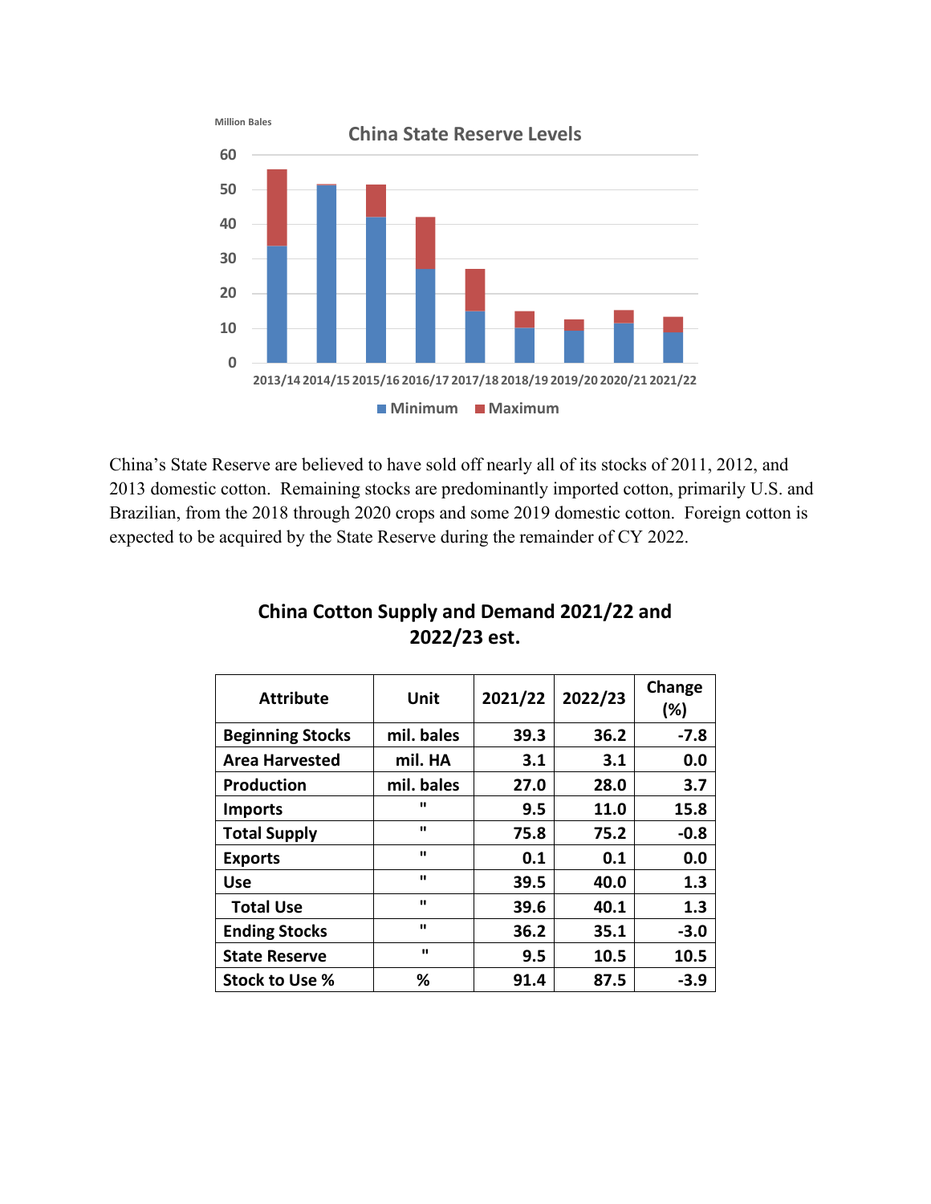Million Bales

**China State Reserve Levels**

Minimum / Maximum (2013/14 – 2021/22)

China's State Reserve are believed to have sold off nearly all of its stocks of 2011, 2012, and 2013 domestic cotton. Remaining stocks are predominantly imported cotton, primarily U.S. and Brazilian, from the 2018 through 2020 crops and some 2019 domestic cotton. Foreign cotton is expected to be acquired by the State Reserve during the remainder of CY 2022.

## China Cotton Supply and Demand 2021/22 and 2022/23 est.

| Attribute | Unit | 2021/22 | 2022/23 | Change (%) |
|---|---|---|---|---|
| Beginning Stocks | mil. bales | 39.3 | 36.2 | -7.8 |
| Area Harvested | mil. HA | 3.1 | 3.1 | 0.0 |
| Production | mil. bales | 27.0 | 28.0 | 3.7 |
| Imports | " | 9.5 | 11.0 | 15.8 |
| Total Supply | " | 75.8 | 75.2 | -0.8 |
| Exports | " | 0.1 | 0.1 | 0.0 |
| Use | " | 39.5 | 40.0 | 1.3 |
| Total Use | " | 39.6 | 40.1 | 1.3 |
| Ending Stocks | " | 36.2 | 35.1 | -3.0 |
| State Reserve | " | 9.5 | 10.5 | 10.5 |
| Stock to Use % | % | 91.4 | 87.5 | -3.9 |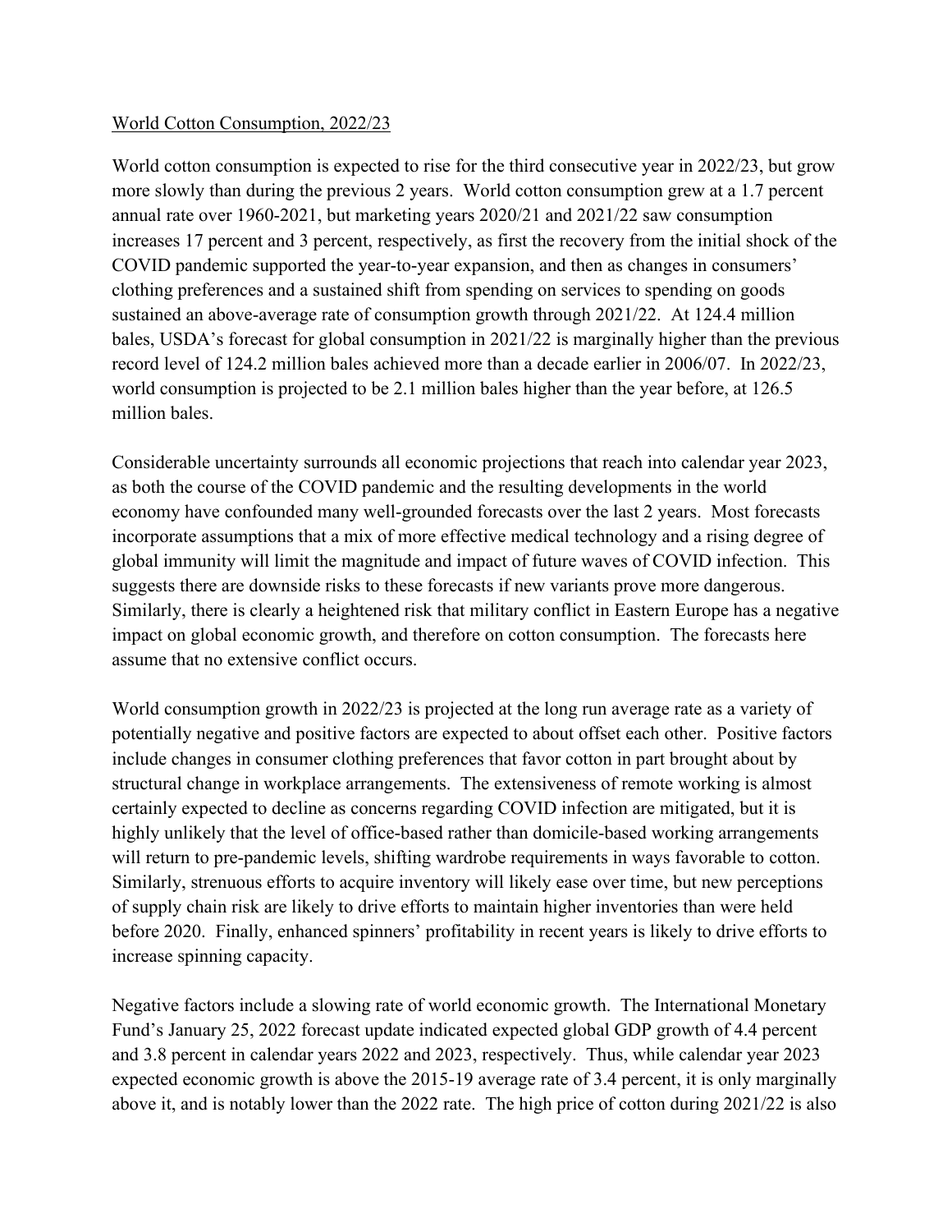World Cotton Consumption, 2022/23

World cotton consumption is expected to rise for the third consecutive year in 2022/23, but grow more slowly than during the previous 2 years. World cotton consumption grew at a 1.7 percent annual rate over 1960-2021, but marketing years 2020/21 and 2021/22 saw consumption increases 17 percent and 3 percent, respectively, as first the recovery from the initial shock of the COVID pandemic supported the year-to-year expansion, and then as changes in consumers' clothing preferences and a sustained shift from spending on services to spending on goods sustained an above-average rate of consumption growth through 2021/22. At 124.4 million bales, USDA's forecast for global consumption in 2021/22 is marginally higher than the previous record level of 124.2 million bales achieved more than a decade earlier in 2006/07. In 2022/23, world consumption is projected to be 2.1 million bales higher than the year before, at 126.5 million bales.

Considerable uncertainty surrounds all economic projections that reach into calendar year 2023, as both the course of the COVID pandemic and the resulting developments in the world economy have confounded many well-grounded forecasts over the last 2 years. Most forecasts incorporate assumptions that a mix of more effective medical technology and a rising degree of global immunity will limit the magnitude and impact of future waves of COVID infection. This suggests there are downside risks to these forecasts if new variants prove more dangerous. Similarly, there is clearly a heightened risk that military conflict in Eastern Europe has a negative impact on global economic growth, and therefore on cotton consumption. The forecasts here assume that no extensive conflict occurs.

World consumption growth in 2022/23 is projected at the long run average rate as a variety of potentially negative and positive factors are expected to about offset each other. Positive factors include changes in consumer clothing preferences that favor cotton in part brought about by structural change in workplace arrangements. The extensiveness of remote working is almost certainly expected to decline as concerns regarding COVID infection are mitigated, but it is highly unlikely that the level of office-based rather than domicile-based working arrangements will return to pre-pandemic levels, shifting wardrobe requirements in ways favorable to cotton. Similarly, strenuous efforts to acquire inventory will likely ease over time, but new perceptions of supply chain risk are likely to drive efforts to maintain higher inventories than were held before 2020. Finally, enhanced spinners' profitability in recent years is likely to drive efforts to increase spinning capacity.

Negative factors include a slowing rate of world economic growth. The International Monetary Fund's January 25, 2022 forecast update indicated expected global GDP growth of 4.4 percent and 3.8 percent in calendar years 2022 and 2023, respectively. Thus, while calendar year 2023 expected economic growth is above the 2015-19 average rate of 3.4 percent, it is only marginally above it, and is notably lower than the 2022 rate. The high price of cotton during 2021/22 is also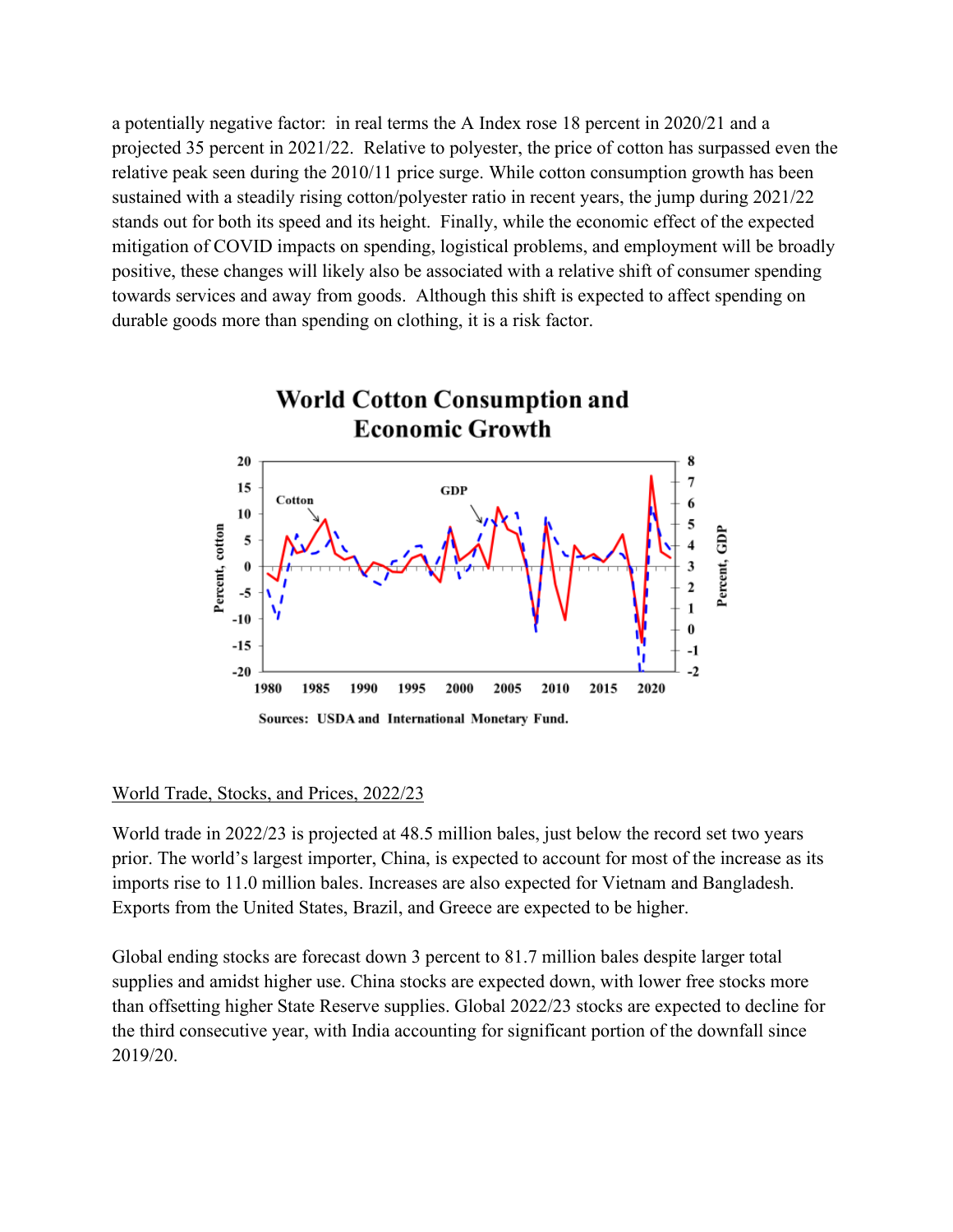a potentially negative factor: in real terms the A Index rose 18 percent in 2020/21 and a projected 35 percent in 2021/22. Relative to polyester, the price of cotton has surpassed even the relative peak seen during the 2010/11 price surge. While cotton consumption growth has been sustained with a steadily rising cotton/polyester ratio in recent years, the jump during 2021/22 stands out for both its speed and its height. Finally, while the economic effect of the expected mitigation of COVID impacts on spending, logistical problems, and employment will be broadly positive, these changes will likely also be associated with a relative shift of consumer spending towards services and away from goods. Although this shift is expected to affect spending on durable goods more than spending on clothing, it is a risk factor.

**World Cotton Consumption and Economic Growth**

Sources: USDA and International Monetary Fund.

World Trade, Stocks, and Prices, 2022/23

World trade in 2022/23 is projected at 48.5 million bales, just below the record set two years prior. The world's largest importer, China, is expected to account for most of the increase as its imports rise to 11.0 million bales. Increases are also expected for Vietnam and Bangladesh. Exports from the United States, Brazil, and Greece are expected to be higher.

Global ending stocks are forecast down 3 percent to 81.7 million bales despite larger total supplies and amidst higher use. China stocks are expected down, with lower free stocks more than offsetting higher State Reserve supplies. Global 2022/23 stocks are expected to decline for the third consecutive year, with India accounting for significant portion of the downfall since 2019/20.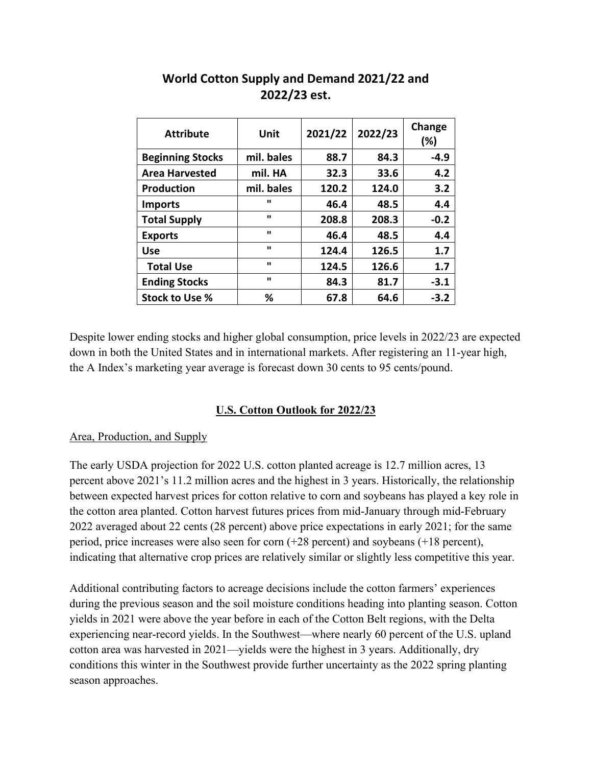## World Cotton Supply and Demand 2021/22 and 2022/23 est.

| Attribute | Unit | 2021/22 | 2022/23 | Change (%) |
|---|---|---|---|---|
| **Beginning Stocks** | **mil. bales** | **88.7** | **84.3** | **-4.9** |
| **Area Harvested** | **mil. HA** | **32.3** | **33.6** | **4.2** |
| **Production** | **mil. bales** | **120.2** | **124.0** | **3.2** |
| **Imports** | **"** | **46.4** | **48.5** | **4.4** |
| **Total Supply** | **"** | **208.8** | **208.3** | **-0.2** |
| **Exports** | **"** | **46.4** | **48.5** | **4.4** |
| **Use** | **"** | **124.4** | **126.5** | **1.7** |
| **Total Use** | **"** | **124.5** | **126.6** | **1.7** |
| **Ending Stocks** | **"** | **84.3** | **81.7** | **-3.1** |
| **Stock to Use %** | **%** | **67.8** | **64.6** | **-3.2** |

Despite lower ending stocks and higher global consumption, price levels in 2022/23 are expected down in both the United States and in international markets. After registering an 11-year high, the A Index's marketing year average is forecast down 30 cents to 95 cents/pound.

## U.S. Cotton Outlook for 2022/23

### Area, Production, and Supply

The early USDA projection for 2022 U.S. cotton planted acreage is 12.7 million acres, 13 percent above 2021's 11.2 million acres and the highest in 3 years. Historically, the relationship between expected harvest prices for cotton relative to corn and soybeans has played a key role in the cotton area planted. Cotton harvest futures prices from mid-January through mid-February 2022 averaged about 22 cents (28 percent) above price expectations in early 2021; for the same period, price increases were also seen for corn (+28 percent) and soybeans (+18 percent), indicating that alternative crop prices are relatively similar or slightly less competitive this year.

Additional contributing factors to acreage decisions include the cotton farmers' experiences during the previous season and the soil moisture conditions heading into planting season. Cotton yields in 2021 were above the year before in each of the Cotton Belt regions, with the Delta experiencing near-record yields. In the Southwest—where nearly 60 percent of the U.S. upland cotton area was harvested in 2021—yields were the highest in 3 years. Additionally, dry conditions this winter in the Southwest provide further uncertainty as the 2022 spring planting season approaches.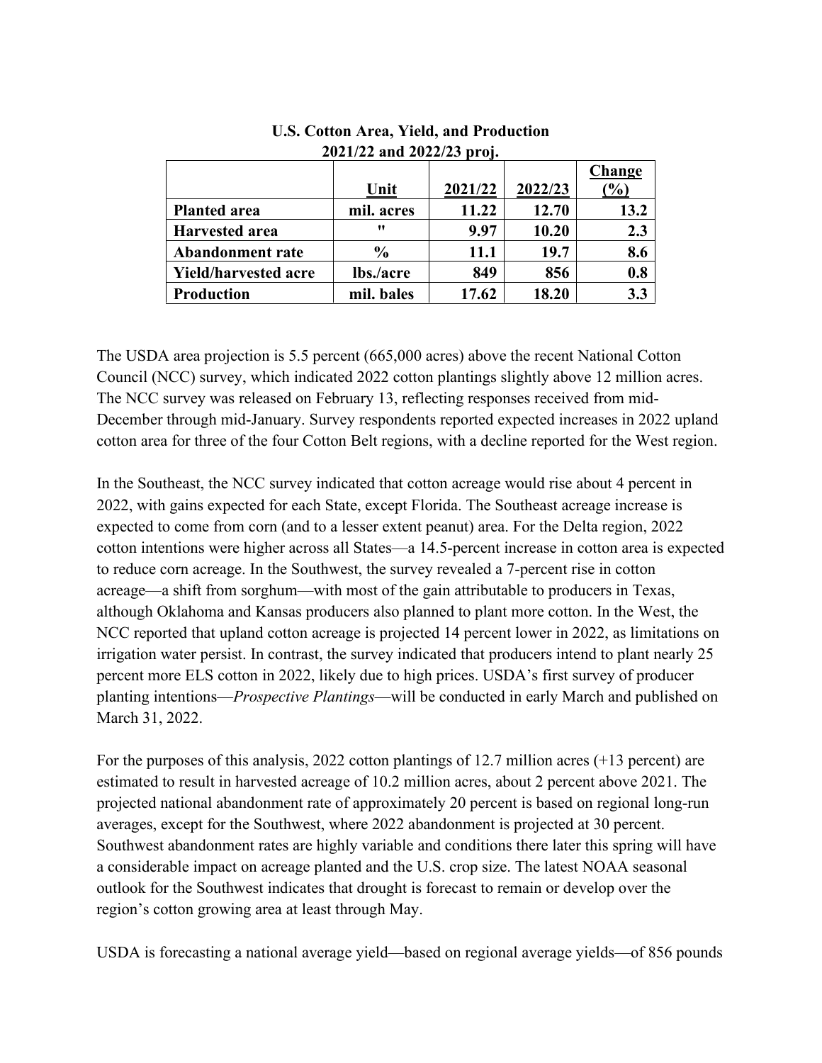**U.S. Cotton Area, Yield, and Production**
**2021/22 and 2022/23 proj.**

| | Unit | 2021/22 | 2022/23 | Change (%) |
|---|---|---|---|---|
| **Planted area** | **mil. acres** | **11.22** | **12.70** | **13.2** |
| **Harvested area** | **"** | **9.97** | **10.20** | **2.3** |
| **Abandonment rate** | **%** | **11.1** | **19.7** | **8.6** |
| **Yield/harvested acre** | **lbs./acre** | **849** | **856** | **0.8** |
| **Production** | **mil. bales** | **17.62** | **18.20** | **3.3** |

The USDA area projection is 5.5 percent (665,000 acres) above the recent National Cotton Council (NCC) survey, which indicated 2022 cotton plantings slightly above 12 million acres. The NCC survey was released on February 13, reflecting responses received from mid-December through mid-January. Survey respondents reported expected increases in 2022 upland cotton area for three of the four Cotton Belt regions, with a decline reported for the West region.

In the Southeast, the NCC survey indicated that cotton acreage would rise about 4 percent in 2022, with gains expected for each State, except Florida. The Southeast acreage increase is expected to come from corn (and to a lesser extent peanut) area. For the Delta region, 2022 cotton intentions were higher across all States—a 14.5-percent increase in cotton area is expected to reduce corn acreage. In the Southwest, the survey revealed a 7-percent rise in cotton acreage—a shift from sorghum—with most of the gain attributable to producers in Texas, although Oklahoma and Kansas producers also planned to plant more cotton. In the West, the NCC reported that upland cotton acreage is projected 14 percent lower in 2022, as limitations on irrigation water persist. In contrast, the survey indicated that producers intend to plant nearly 25 percent more ELS cotton in 2022, likely due to high prices. USDA's first survey of producer planting intentions—*Prospective Plantings*—will be conducted in early March and published on March 31, 2022.

For the purposes of this analysis, 2022 cotton plantings of 12.7 million acres (+13 percent) are estimated to result in harvested acreage of 10.2 million acres, about 2 percent above 2021. The projected national abandonment rate of approximately 20 percent is based on regional long-run averages, except for the Southwest, where 2022 abandonment is projected at 30 percent. Southwest abandonment rates are highly variable and conditions there later this spring will have a considerable impact on acreage planted and the U.S. crop size. The latest NOAA seasonal outlook for the Southwest indicates that drought is forecast to remain or develop over the region's cotton growing area at least through May.

USDA is forecasting a national average yield—based on regional average yields—of 856 pounds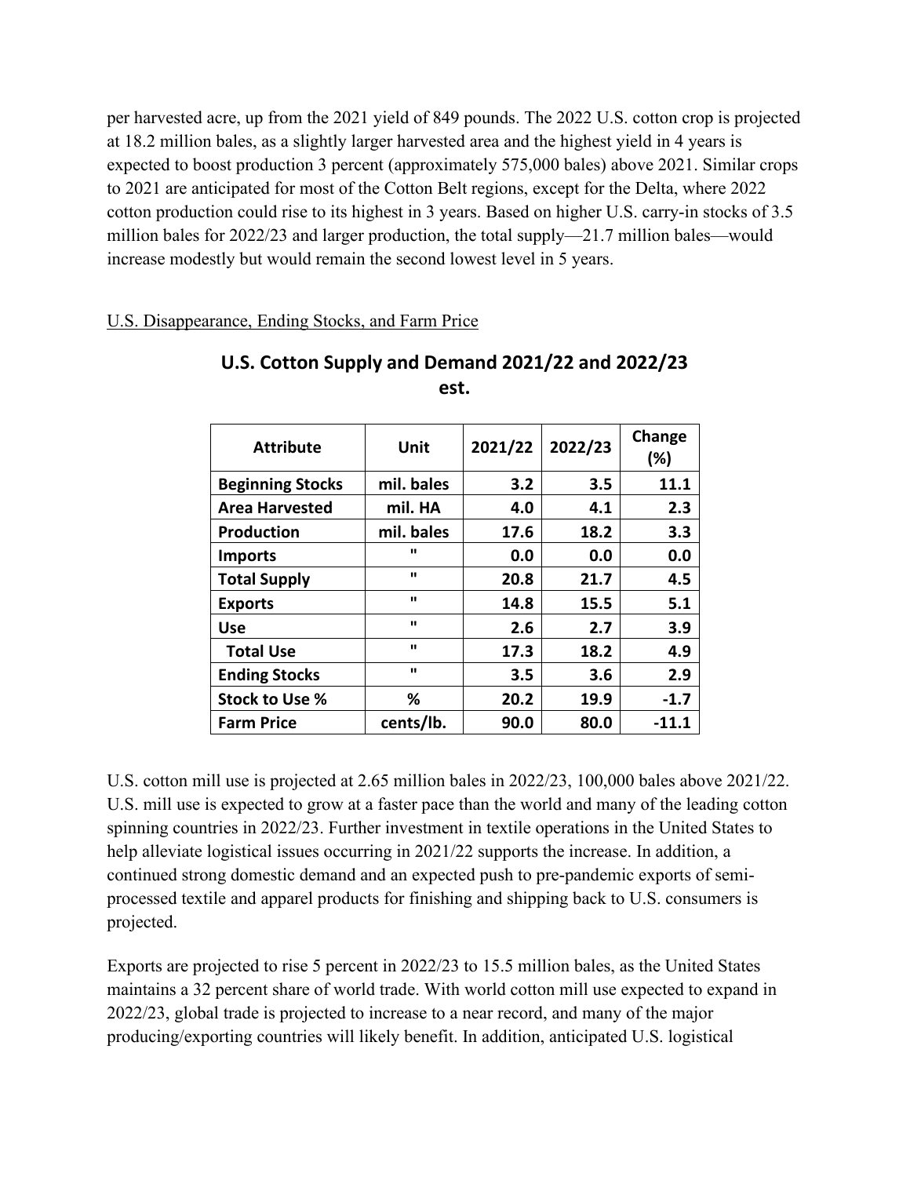per harvested acre, up from the 2021 yield of 849 pounds. The 2022 U.S. cotton crop is projected at 18.2 million bales, as a slightly larger harvested area and the highest yield in 4 years is expected to boost production 3 percent (approximately 575,000 bales) above 2021. Similar crops to 2021 are anticipated for most of the Cotton Belt regions, except for the Delta, where 2022 cotton production could rise to its highest in 3 years. Based on higher U.S. carry-in stocks of 3.5 million bales for 2022/23 and larger production, the total supply—21.7 million bales—would increase modestly but would remain the second lowest level in 5 years.

U.S. Disappearance, Ending Stocks, and Farm Price

**U.S. Cotton Supply and Demand 2021/22 and 2022/23 est.**

| Attribute | Unit | 2021/22 | 2022/23 | Change (%) |
|---|---|---|---|---|
| **Beginning Stocks** | mil. bales | 3.2 | 3.5 | 11.1 |
| **Area Harvested** | mil. HA | 4.0 | 4.1 | 2.3 |
| **Production** | mil. bales | 17.6 | 18.2 | 3.3 |
| **Imports** | " | 0.0 | 0.0 | 0.0 |
| **Total Supply** | " | 20.8 | 21.7 | 4.5 |
| **Exports** | " | 14.8 | 15.5 | 5.1 |
| **Use** | " | 2.6 | 2.7 | 3.9 |
| **Total Use** | " | 17.3 | 18.2 | 4.9 |
| **Ending Stocks** | " | 3.5 | 3.6 | 2.9 |
| **Stock to Use %** | % | 20.2 | 19.9 | -1.7 |
| **Farm Price** | cents/lb. | 90.0 | 80.0 | -11.1 |

U.S. cotton mill use is projected at 2.65 million bales in 2022/23, 100,000 bales above 2021/22. U.S. mill use is expected to grow at a faster pace than the world and many of the leading cotton spinning countries in 2022/23. Further investment in textile operations in the United States to help alleviate logistical issues occurring in 2021/22 supports the increase. In addition, a continued strong domestic demand and an expected push to pre-pandemic exports of semi-processed textile and apparel products for finishing and shipping back to U.S. consumers is projected.

Exports are projected to rise 5 percent in 2022/23 to 15.5 million bales, as the United States maintains a 32 percent share of world trade. With world cotton mill use expected to expand in 2022/23, global trade is projected to increase to a near record, and many of the major producing/exporting countries will likely benefit. In addition, anticipated U.S. logistical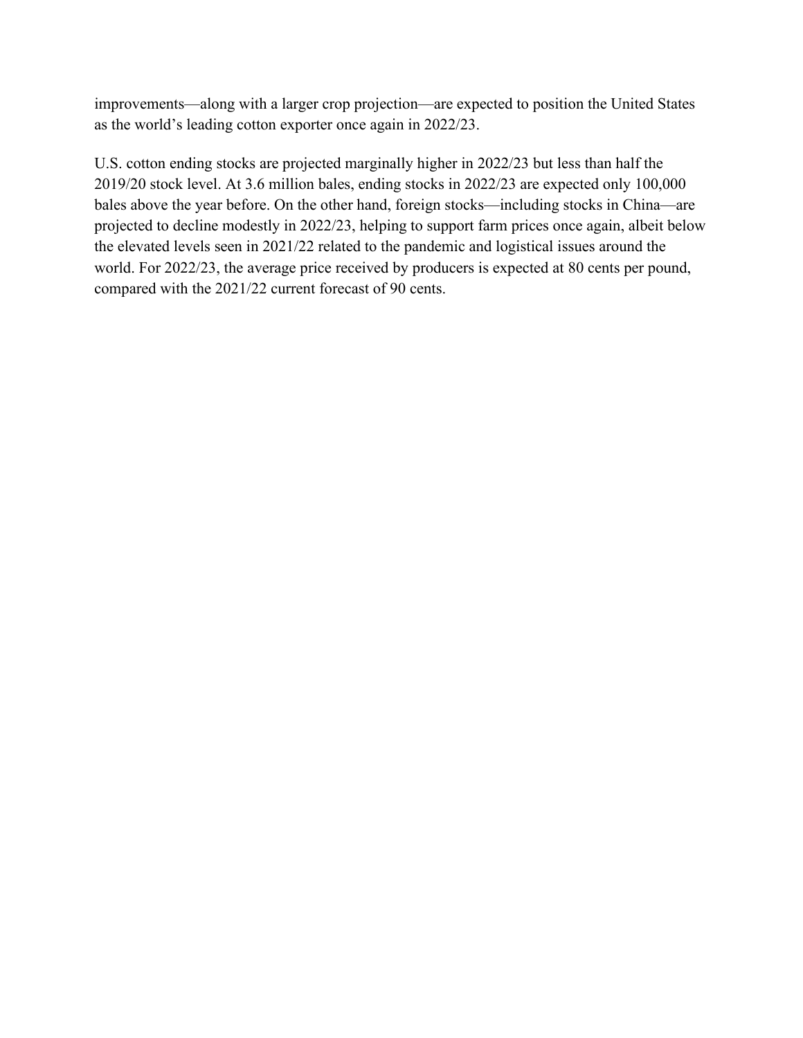improvements—along with a larger crop projection—are expected to position the United States as the world's leading cotton exporter once again in 2022/23.

U.S. cotton ending stocks are projected marginally higher in 2022/23 but less than half the 2019/20 stock level. At 3.6 million bales, ending stocks in 2022/23 are expected only 100,000 bales above the year before. On the other hand, foreign stocks—including stocks in China—are projected to decline modestly in 2022/23, helping to support farm prices once again, albeit below the elevated levels seen in 2021/22 related to the pandemic and logistical issues around the world. For 2022/23, the average price received by producers is expected at 80 cents per pound, compared with the 2021/22 current forecast of 90 cents.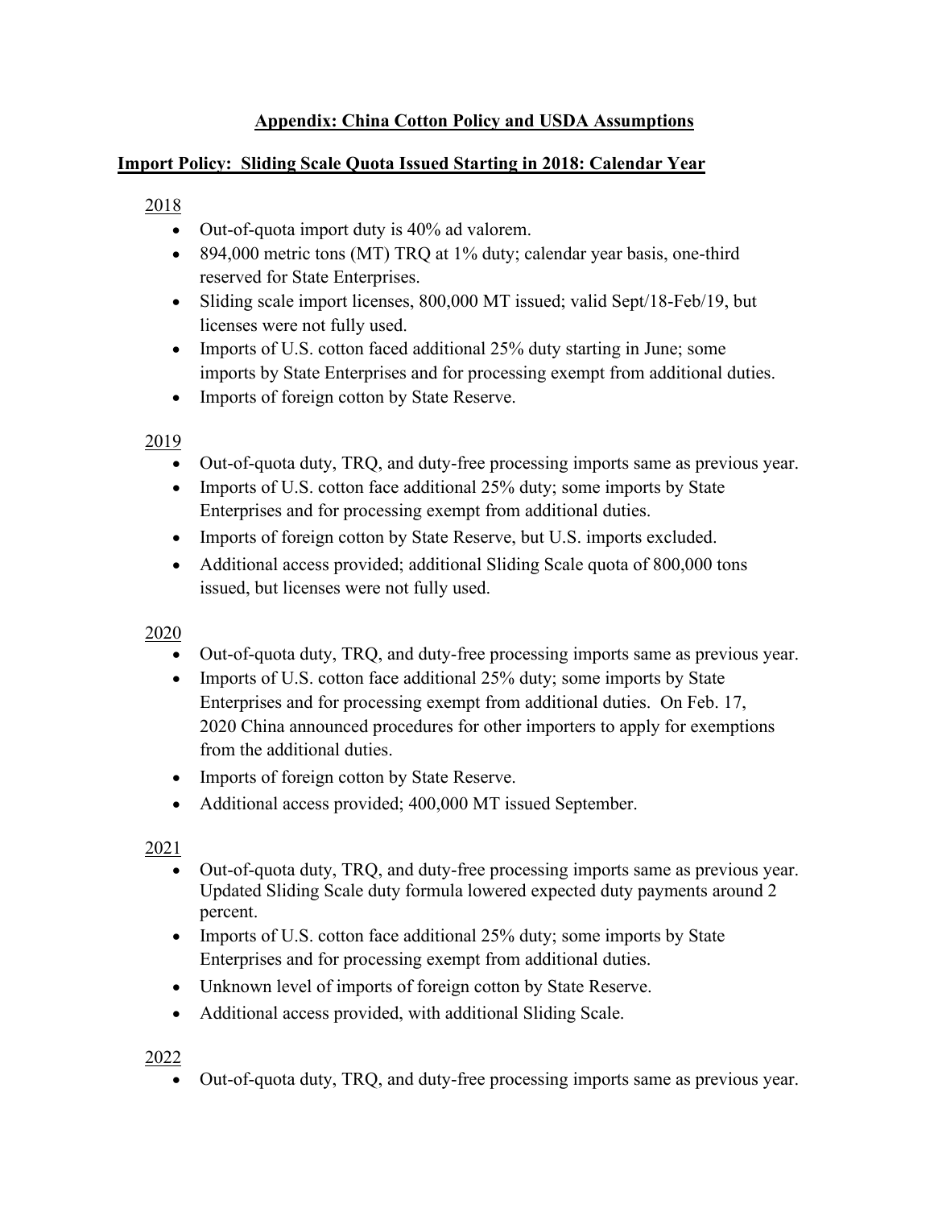## Appendix: China Cotton Policy and USDA Assumptions

### Import Policy: Sliding Scale Quota Issued Starting in 2018: Calendar Year

2018

- Out-of-quota import duty is 40% ad valorem.
- 894,000 metric tons (MT) TRQ at 1% duty; calendar year basis, one-third reserved for State Enterprises.
- Sliding scale import licenses, 800,000 MT issued; valid Sept/18-Feb/19, but licenses were not fully used.
- Imports of U.S. cotton faced additional 25% duty starting in June; some imports by State Enterprises and for processing exempt from additional duties.
- Imports of foreign cotton by State Reserve.

2019

- Out-of-quota duty, TRQ, and duty-free processing imports same as previous year.
- Imports of U.S. cotton face additional 25% duty; some imports by State Enterprises and for processing exempt from additional duties.
- Imports of foreign cotton by State Reserve, but U.S. imports excluded.
- Additional access provided; additional Sliding Scale quota of 800,000 tons issued, but licenses were not fully used.

2020

- Out-of-quota duty, TRQ, and duty-free processing imports same as previous year.
- Imports of U.S. cotton face additional 25% duty; some imports by State Enterprises and for processing exempt from additional duties. On Feb. 17, 2020 China announced procedures for other importers to apply for exemptions from the additional duties.
- Imports of foreign cotton by State Reserve.
- Additional access provided; 400,000 MT issued September.

2021

- Out-of-quota duty, TRQ, and duty-free processing imports same as previous year. Updated Sliding Scale duty formula lowered expected duty payments around 2 percent.
- Imports of U.S. cotton face additional 25% duty; some imports by State Enterprises and for processing exempt from additional duties.
- Unknown level of imports of foreign cotton by State Reserve.
- Additional access provided, with additional Sliding Scale.

2022

- Out-of-quota duty, TRQ, and duty-free processing imports same as previous year.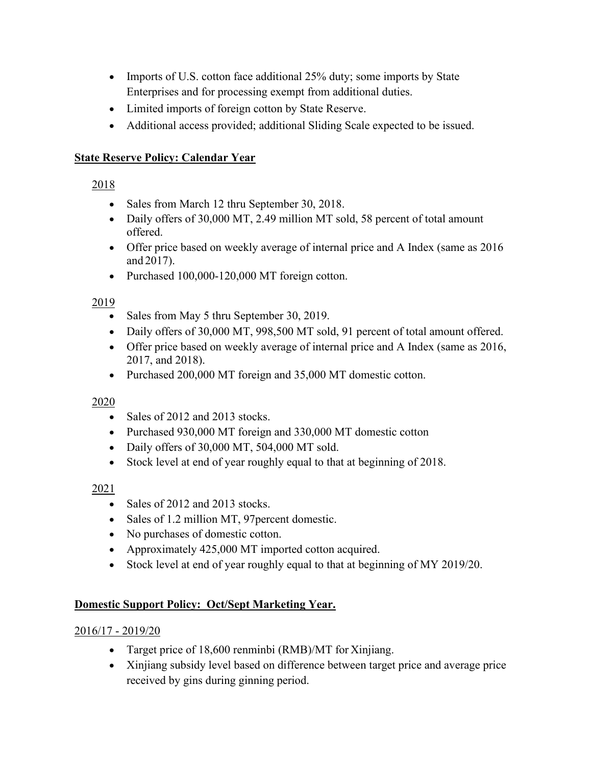- Imports of U.S. cotton face additional 25% duty; some imports by State Enterprises and for processing exempt from additional duties.
- Limited imports of foreign cotton by State Reserve.
- Additional access provided; additional Sliding Scale expected to be issued.

**State Reserve Policy: Calendar Year**

2018

- Sales from March 12 thru September 30, 2018.
- Daily offers of 30,000 MT, 2.49 million MT sold, 58 percent of total amount offered.
- Offer price based on weekly average of internal price and A Index (same as 2016 and 2017).
- Purchased 100,000-120,000 MT foreign cotton.

2019

- Sales from May 5 thru September 30, 2019.
- Daily offers of 30,000 MT, 998,500 MT sold, 91 percent of total amount offered.
- Offer price based on weekly average of internal price and A Index (same as 2016, 2017, and 2018).
- Purchased 200,000 MT foreign and 35,000 MT domestic cotton.

2020

- Sales of 2012 and 2013 stocks.
- Purchased 930,000 MT foreign and 330,000 MT domestic cotton
- Daily offers of 30,000 MT, 504,000 MT sold.
- Stock level at end of year roughly equal to that at beginning of 2018.

2021

- Sales of 2012 and 2013 stocks.
- Sales of 1.2 million MT, 97percent domestic.
- No purchases of domestic cotton.
- Approximately 425,000 MT imported cotton acquired.
- Stock level at end of year roughly equal to that at beginning of MY 2019/20.

**Domestic Support Policy: Oct/Sept Marketing Year.**

2016/17 - 2019/20

- Target price of 18,600 renminbi (RMB)/MT for Xinjiang.
- Xinjiang subsidy level based on difference between target price and average price received by gins during ginning period.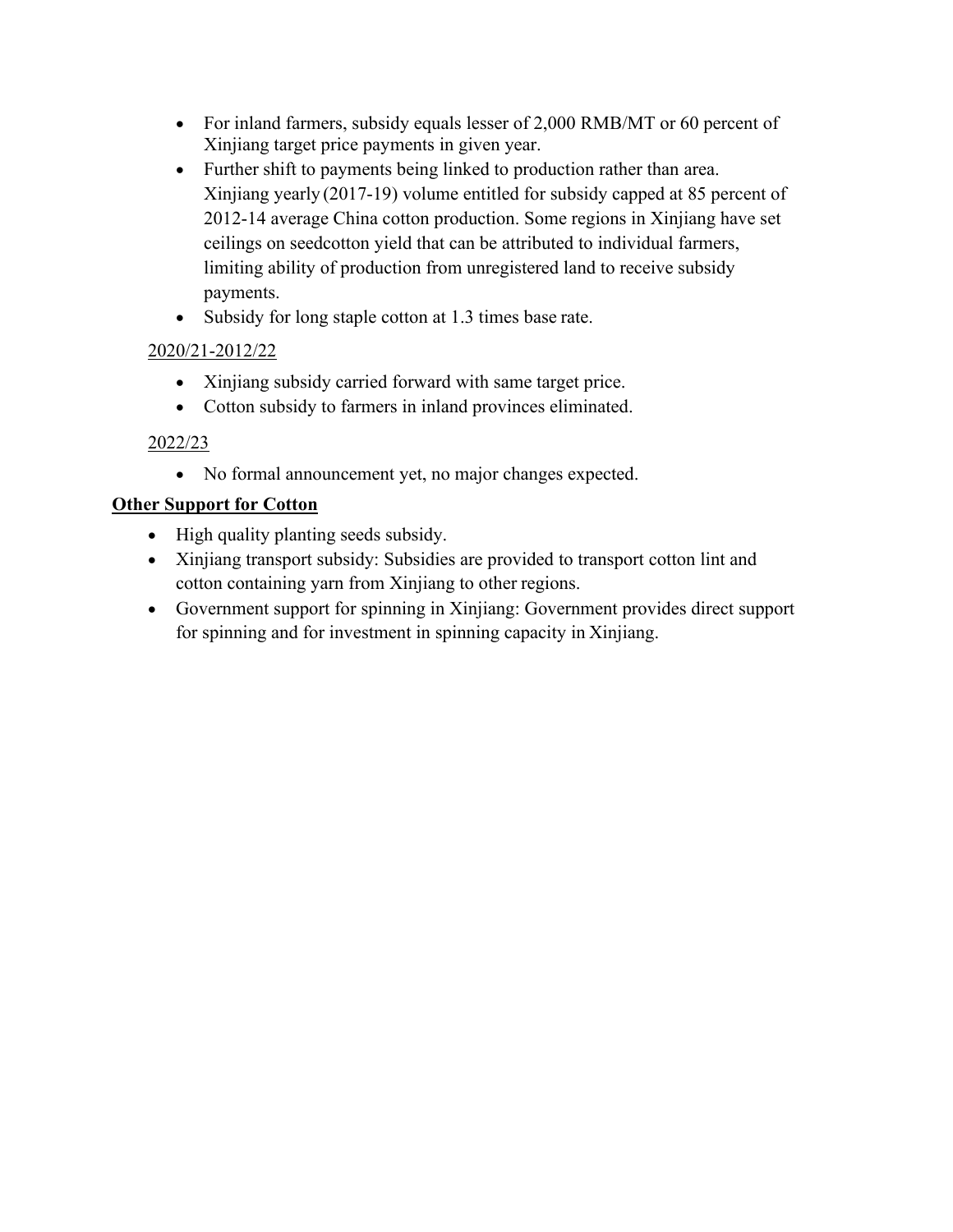- For inland farmers, subsidy equals lesser of 2,000 RMB/MT or 60 percent of Xinjiang target price payments in given year.
- Further shift to payments being linked to production rather than area. Xinjiang yearly (2017-19) volume entitled for subsidy capped at 85 percent of 2012-14 average China cotton production. Some regions in Xinjiang have set ceilings on seedcotton yield that can be attributed to individual farmers, limiting ability of production from unregistered land to receive subsidy payments.
- Subsidy for long staple cotton at 1.3 times base rate.

<u>2020/21-2012/22</u>

- Xinjiang subsidy carried forward with same target price.
- Cotton subsidy to farmers in inland provinces eliminated.

<u>2022/23</u>

- No formal announcement yet, no major changes expected.

**<u>Other Support for Cotton</u>**

- High quality planting seeds subsidy.
- Xinjiang transport subsidy: Subsidies are provided to transport cotton lint and cotton containing yarn from Xinjiang to other regions.
- Government support for spinning in Xinjiang: Government provides direct support for spinning and for investment in spinning capacity in Xinjiang.